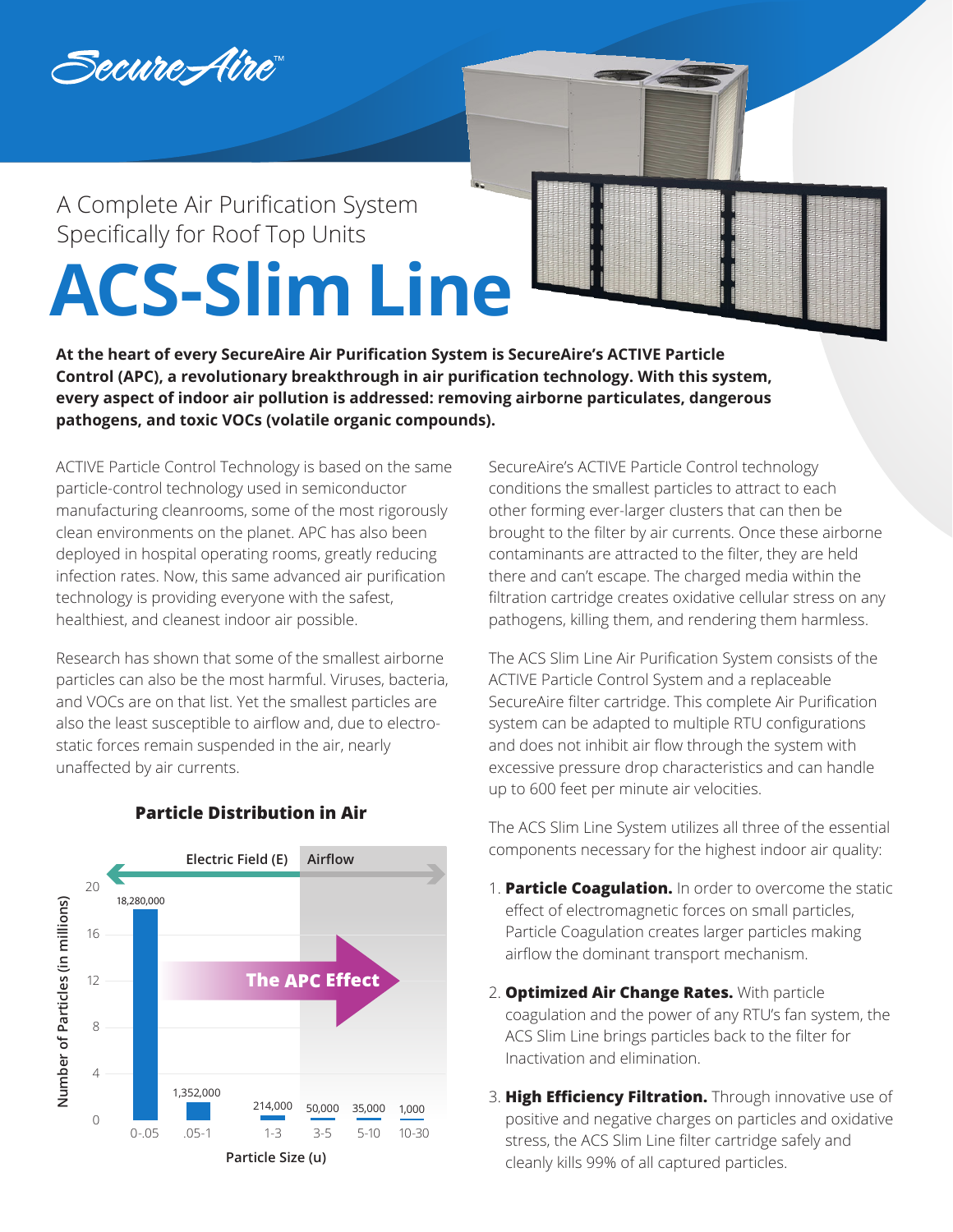SecureAire™

A Complete Air Purification System Specifically for Roof Top Units

# ACS-Slim Line

**At the heart of every SecureAire Air Purification System is SecureAire's ACTIVE Particle Control (APC), a revolutionary breakthrough in air purification technology. With this system, every aspect of indoor air pollution is addressed: removing airborne particulates, dangerous pathogens, and toxic VOCs (volatile organic compounds).**

ACTIVE Particle Control Technology is based on the same particle-control technology used in semiconductor manufacturing cleanrooms, some of the most rigorously clean environments on the planet. APC has also been deployed in hospital operating rooms, greatly reducing infection rates. Now, this same advanced air purification technology is providing everyone with the safest, healthiest, and cleanest indoor air possible.

Research has shown that some of the smallest airborne particles can also be the most harmful. Viruses, bacteria, and VOCs are on that list. Yet the smallest particles are also the least susceptible to airflow and, due to electro-static forces remain suspended in the air, nearly unaffected by air currents.

**Particle Distribution in Air**

Electric Field (E) | Airflow | The APC Effect

| Particle Size (u) | Number of Particles |
|---|---|
| 0-.05 | 18,280,000 |
| .05-1 | 1,352,000 |
| 1-3 | 214,000 |
| 3-5 | 50,000 |
| 5-10 | 35,000 |
| 10-30 | 1,000 |

SecureAire's ACTIVE Particle Control technology conditions the smallest particles to attract to each other forming ever-larger clusters that can then be brought to the filter by air currents. Once these airborne contaminants are attracted to the filter, they are held there and can't escape. The charged media within the filtration cartridge creates oxidative cellular stress on any pathogens, killing them, and rendering them harmless.

The ACS Slim Line Air Purification System consists of the ACTIVE Particle Control System and a replaceable SecureAire filter cartridge. This complete Air Purification system can be adapted to multiple RTU configurations and does not inhibit air flow through the system with excessive pressure drop characteristics and can handle up to 600 feet per minute air velocities.

The ACS Slim Line System utilizes all three of the essential components necessary for the highest indoor air quality:

1. **Particle Coagulation.** In order to overcome the static effect of electromagnetic forces on small particles, Particle Coagulation creates larger particles making airflow the dominant transport mechanism.
2. **Optimized Air Change Rates.** With particle coagulation and the power of any RTU's fan system, the ACS Slim Line brings particles back to the filter for Inactivation and elimination.
3. **High Efficiency Filtration.** Through innovative use of positive and negative charges on particles and oxidative stress, the ACS Slim Line filter cartridge safely and cleanly kills 99% of all captured particles.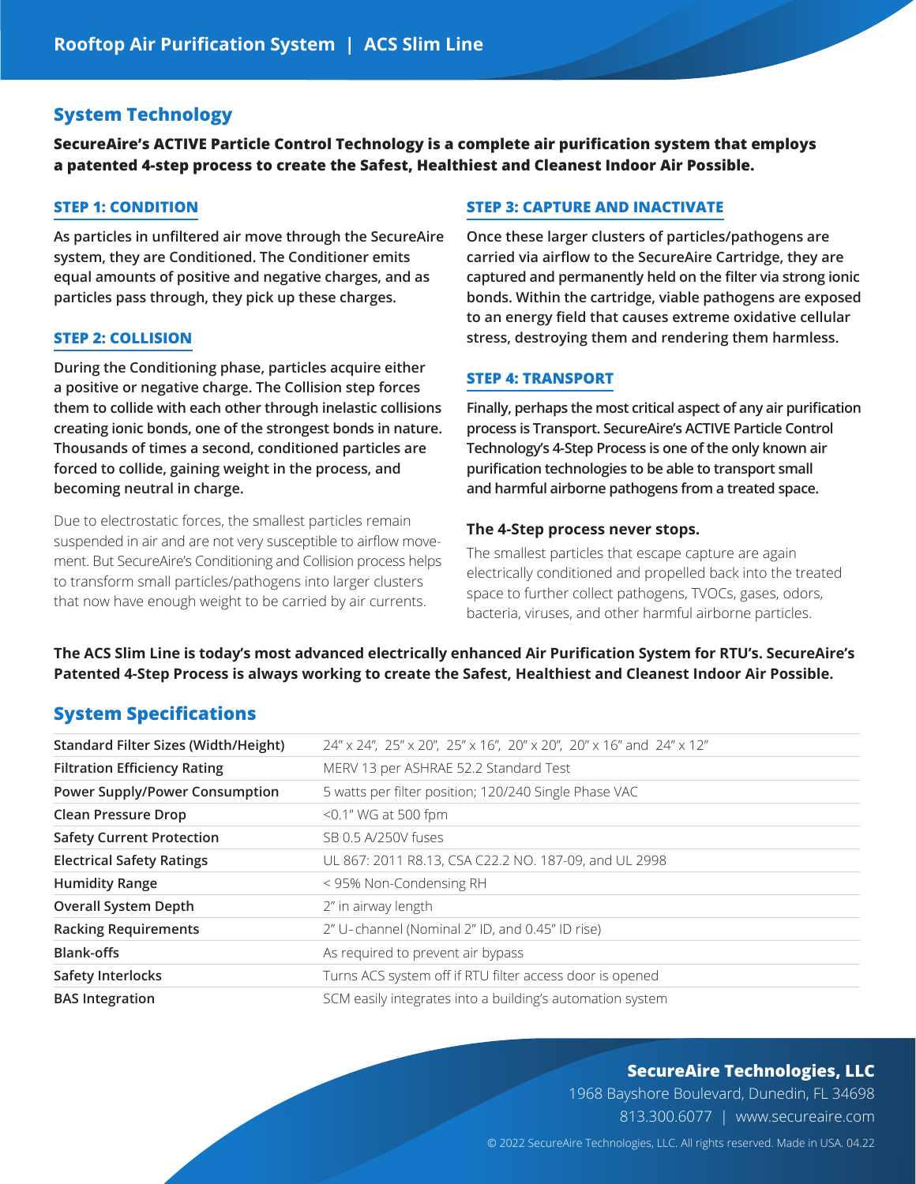## System Technology

**SecureAire's ACTIVE Particle Control Technology is a complete air purification system that employs a patented 4-step process to create the Safest, Healthiest and Cleanest Indoor Air Possible.**

### STEP 1: CONDITION

**As particles in unfiltered air move through the SecureAire system, they are Conditioned. The Conditioner emits equal amounts of positive and negative charges, and as particles pass through, they pick up these charges.**

### STEP 2: COLLISION

**During the Conditioning phase, particles acquire either a positive or negative charge. The Collision step forces them to collide with each other through inelastic collisions creating ionic bonds, one of the strongest bonds in nature. Thousands of times a second, conditioned particles are forced to collide, gaining weight in the process, and becoming neutral in charge.**

Due to electrostatic forces, the smallest particles remain suspended in air and are not very susceptible to airflow movement. But SecureAire's Conditioning and Collision process helps to transform small particles/pathogens into larger clusters that now have enough weight to be carried by air currents.

### STEP 3: CAPTURE AND INACTIVATE

**Once these larger clusters of particles/pathogens are carried via airflow to the SecureAire Cartridge, they are captured and permanently held on the filter via strong ionic bonds. Within the cartridge, viable pathogens are exposed to an energy field that causes extreme oxidative cellular stress, destroying them and rendering them harmless.**

### STEP 4: TRANSPORT

**Finally, perhaps the most critical aspect of any air purification process is Transport. SecureAire's ACTIVE Particle Control Technology's 4-Step Process is one of the only known air purification technologies to be able to transport small and harmful airborne pathogens from a treated space.**

**The 4-Step process never stops.**

The smallest particles that escape capture are again electrically conditioned and propelled back into the treated space to further collect pathogens, TVOCs, gases, odors, bacteria, viruses, and other harmful airborne particles.

**The ACS Slim Line is today's most advanced electrically enhanced Air Purification System for RTU's. SecureAire's Patented 4-Step Process is always working to create the Safest, Healthiest and Cleanest Indoor Air Possible.**

## System Specifications

| | |
|---|---|
| **Standard Filter Sizes (Width/Height)** | 24" x 24", 25" x 20", 25" x 16", 20" x 20", 20" x 16" and 24" x 12" |
| **Filtration Efficiency Rating** | MERV 13 per ASHRAE 52.2 Standard Test |
| **Power Supply/Power Consumption** | 5 watts per filter position; 120/240 Single Phase VAC |
| **Clean Pressure Drop** | <0.1" WG at 500 fpm |
| **Safety Current Protection** | SB 0.5 A/250V fuses |
| **Electrical Safety Ratings** | UL 867: 2011 R8.13, CSA C22.2 NO. 187-09, and UL 2998 |
| **Humidity Range** | < 95% Non-Condensing RH |
| **Overall System Depth** | 2" in airway length |
| **Racking Requirements** | 2" U-channel (Nominal 2" ID, and 0.45" ID rise) |
| **Blank-offs** | As required to prevent air bypass |
| **Safety Interlocks** | Turns ACS system off if RTU filter access door is opened |
| **BAS Integration** | SCM easily integrates into a building's automation system |

**SecureAire Technologies, LLC**
1968 Bayshore Boulevard, Dunedin, FL 34698
813.300.6077 | www.secureaire.com

© 2022 SecureAire Technologies, LLC. All rights reserved. Made in USA. 04.22